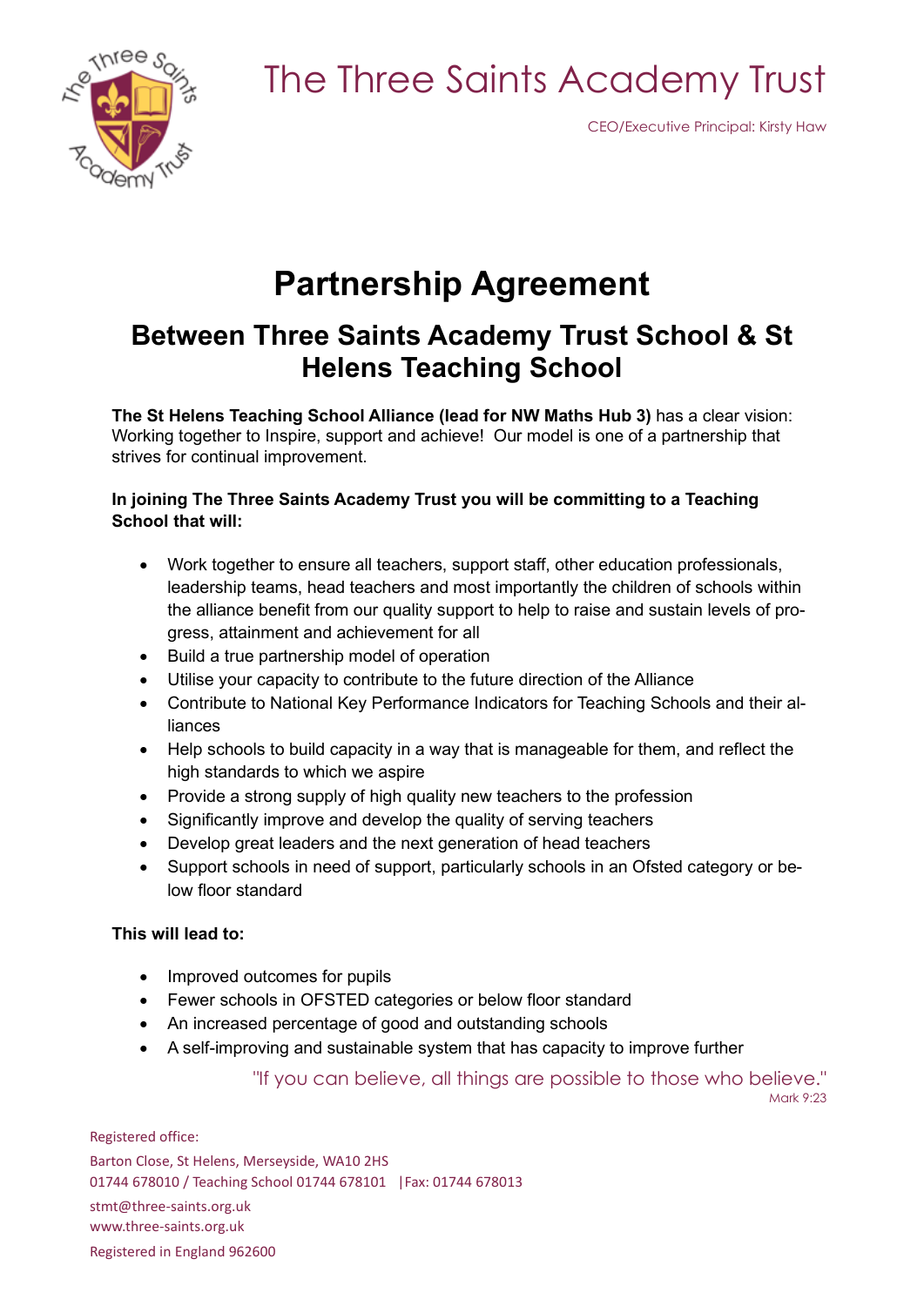# The Three Saints Academy Trust

CEO/Executive Principal: Kirsty Haw

# Partnership Agreement

## Between Three Saints Academy Trust School & St Helens Teaching School

**The St Helens Teaching School Alliance (lead for NW Maths Hub 3)** has a clear vision: Working together to Inspire, support and achieve! Our model is one of a partnership that strives for continual improvement.

**In joining The Three Saints Academy Trust you will be committing to a Teaching School that will:**

- Work together to ensure all teachers, support staff, other education professionals, leadership teams, head teachers and most importantly the children of schools within the alliance benefit from our quality support to help to raise and sustain levels of progress, attainment and achievement for all
- Build a true partnership model of operation
- Utilise your capacity to contribute to the future direction of the Alliance
- Contribute to National Key Performance Indicators for Teaching Schools and their alliances
- Help schools to build capacity in a way that is manageable for them, and reflect the high standards to which we aspire
- Provide a strong supply of high quality new teachers to the profession
- Significantly improve and develop the quality of serving teachers
- Develop great leaders and the next generation of head teachers
- Support schools in need of support, particularly schools in an Ofsted category or below floor standard

**This will lead to:**

- Improved outcomes for pupils
- Fewer schools in OFSTED categories or below floor standard
- An increased percentage of good and outstanding schools
- A self-improving and sustainable system that has capacity to improve further

"If you can believe, all things are possible to those who believe."
Mark 9:23

Registered office:
Barton Close, St Helens, Merseyside, WA10 2HS
01744 678010 / Teaching School 01744 678101 |Fax: 01744 678013
stmt@three-saints.org.uk
www.three-saints.org.uk
Registered in England 962600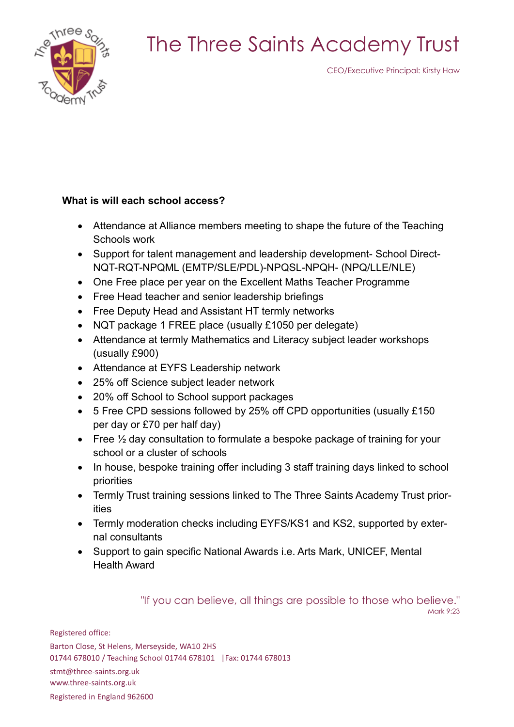# The Three Saints Academy Trust

CEO/Executive Principal: Kirsty Haw

**What is will each school access?**

- Attendance at Alliance members meeting to shape the future of the Teaching Schools work
- Support for talent management and leadership development- School Direct-NQT-RQT-NPQML (EMTP/SLE/PDL)-NPQSL-NPQH- (NPQ/LLE/NLE)
- One Free place per year on the Excellent Maths Teacher Programme
- Free Head teacher and senior leadership briefings
- Free Deputy Head and Assistant HT termly networks
- NQT package 1 FREE place (usually £1050 per delegate)
- Attendance at termly Mathematics and Literacy subject leader workshops (usually £900)
- Attendance at EYFS Leadership network
- 25% off Science subject leader network
- 20% off School to School support packages
- 5 Free CPD sessions followed by 25% off CPD opportunities (usually £150 per day or £70 per half day)
- Free ½ day consultation to formulate a bespoke package of training for your school or a cluster of schools
- In house, bespoke training offer including 3 staff training days linked to school priorities
- Termly Trust training sessions linked to The Three Saints Academy Trust priorities
- Termly moderation checks including EYFS/KS1 and KS2, supported by external consultants
- Support to gain specific National Awards i.e. Arts Mark, UNICEF, Mental Health Award

"If you can believe, all things are possible to those who believe."
Mark 9:23

Registered office:
Barton Close, St Helens, Merseyside, WA10 2HS
01744 678010 / Teaching School 01744 678101 |Fax: 01744 678013
stmt@three-saints.org.uk
www.three-saints.org.uk
Registered in England 962600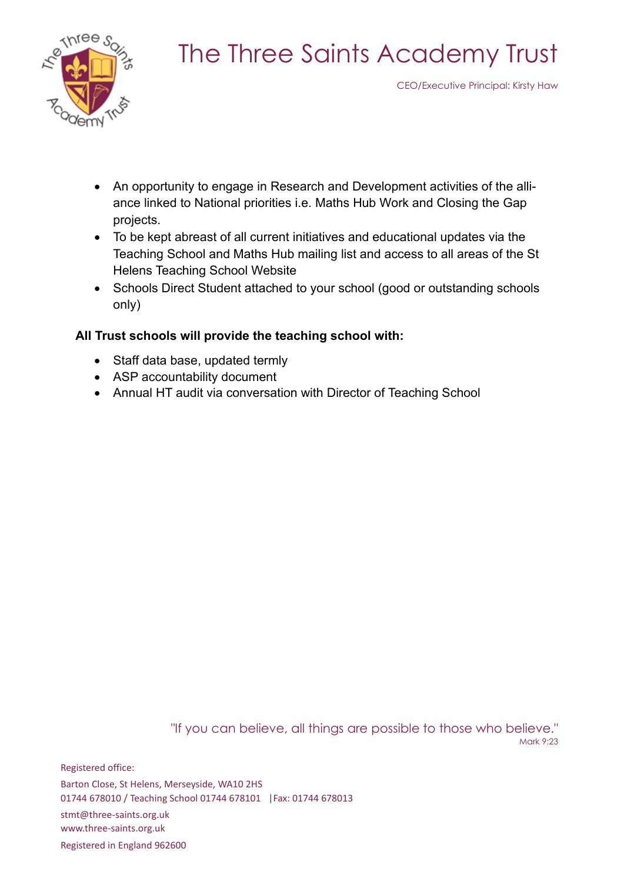- An opportunity to engage in Research and Development activities of the alliance linked to National priorities i.e. Maths Hub Work and Closing the Gap projects.
- To be kept abreast of all current initiatives and educational updates via the Teaching School and Maths Hub mailing list and access to all areas of the St Helens Teaching School Website
- Schools Direct Student attached to your school (good or outstanding schools only)

**All Trust schools will provide the teaching school with:**

- Staff data base, updated termly
- ASP accountability document
- Annual HT audit via conversation with Director of Teaching School